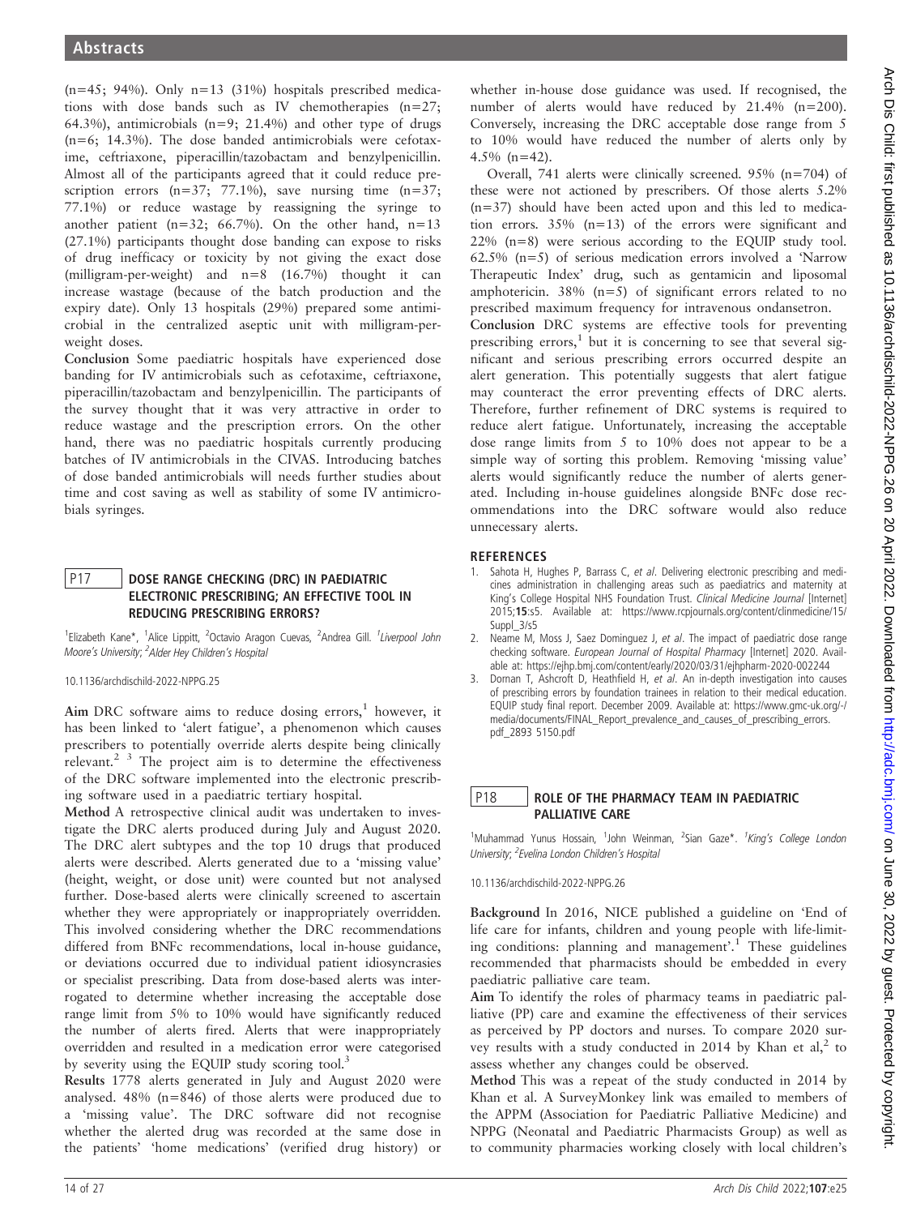(n=45; 94%). Only n=13 (31%) hospitals prescribed medications with dose bands such as IV chemotherapies (n=27; 64.3%), antimicrobials (n=9; 21.4%) and other type of drugs (n=6; 14.3%). The dose banded antimicrobials were cefotaxime, ceftriaxone, piperacillin/tazobactam and benzylpenicillin. Almost all of the participants agreed that it could reduce prescription errors (n=37; 77.1%), save nursing time (n=37; 77.1%) or reduce wastage by reassigning the syringe to another patient (n=32; 66.7%). On the other hand, n=13 (27.1%) participants thought dose banding can expose to risks of drug inefficacy or toxicity by not giving the exact dose (milligram-per-weight) and n=8 (16.7%) thought it can increase wastage (because of the batch production and the expiry date). Only 13 hospitals (29%) prepared some antimicrobial in the centralized aseptic unit with milligram-per-weight doses.

**Conclusion** Some paediatric hospitals have experienced dose banding for IV antimicrobials such as cefotaxime, ceftriaxone, piperacillin/tazobactam and benzylpenicillin. The participants of the survey thought that it was very attractive in order to reduce wastage and the prescription errors. On the other hand, there was no paediatric hospitals currently producing batches of IV antimicrobials in the CIVAS. Introducing batches of dose banded antimicrobials will needs further studies about time and cost saving as well as stability of some IV antimicrobials syringes.

## P17 DOSE RANGE CHECKING (DRC) IN PAEDIATRIC ELECTRONIC PRESCRIBING; AN EFFECTIVE TOOL IN REDUCING PRESCRIBING ERRORS?

[1]Elizabeth Kane*, [1]Alice Lippitt, [2]Octavio Aragon Cuevas, [2]Andrea Gill. [1]*Liverpool John Moore's University*; [2]*Alder Hey Children's Hospital*

10.1136/archdischild-2022-NPPG.25

**Aim** DRC software aims to reduce dosing errors,[1] however, it has been linked to 'alert fatigue', a phenomenon which causes prescribers to potentially override alerts despite being clinically relevant.[2 3] The project aim is to determine the effectiveness of the DRC software implemented into the electronic prescribing software used in a paediatric tertiary hospital.

**Method** A retrospective clinical audit was undertaken to investigate the DRC alerts produced during July and August 2020. The DRC alert subtypes and the top 10 drugs that produced alerts were described. Alerts generated due to a 'missing value' (height, weight, or dose unit) were counted but not analysed further. Dose-based alerts were clinically screened to ascertain whether they were appropriately or inappropriately overridden. This involved considering whether the DRC recommendations differed from BNFc recommendations, local in-house guidance, or deviations occurred due to individual patient idiosyncrasies or specialist prescribing. Data from dose-based alerts was interrogated to determine whether increasing the acceptable dose range limit from 5% to 10% would have significantly reduced the number of alerts fired. Alerts that were inappropriately overridden and resulted in a medication error were categorised by severity using the EQUIP study scoring tool.[3]

**Results** 1778 alerts generated in July and August 2020 were analysed. 48% (n=846) of those alerts were produced due to a 'missing value'. The DRC software did not recognise whether the alerted drug was recorded at the same dose in the patients' 'home medications' (verified drug history) or whether in-house dose guidance was used. If recognised, the number of alerts would have reduced by 21.4% (n=200). Conversely, increasing the DRC acceptable dose range from 5 to 10% would have reduced the number of alerts only by 4.5% (n=42).

Overall, 741 alerts were clinically screened. 95% (n=704) of these were not actioned by prescribers. Of those alerts 5.2% (n=37) should have been acted upon and this led to medication errors. 35% (n=13) of the errors were significant and 22% (n=8) were serious according to the EQUIP study tool. 62.5% (n=5) of serious medication errors involved a 'Narrow Therapeutic Index' drug, such as gentamicin and liposomal amphotericin. 38% (n=5) of significant errors related to no prescribed maximum frequency for intravenous ondansetron.

**Conclusion** DRC systems are effective tools for preventing prescribing errors,[1] but it is concerning to see that several significant and serious prescribing errors occurred despite an alert generation. This potentially suggests that alert fatigue may counteract the error preventing effects of DRC alerts. Therefore, further refinement of DRC systems is required to reduce alert fatigue. Unfortunately, increasing the acceptable dose range limits from 5 to 10% does not appear to be a simple way of sorting this problem. Removing 'missing value' alerts would significantly reduce the number of alerts generated. Including in-house guidelines alongside BNFc dose recommendations into the DRC software would also reduce unnecessary alerts.

### REFERENCES

1. Sahota H, Hughes P, Barrass C, *et al*. Delivering electronic prescribing and medicines administration in challenging areas such as paediatrics and maternity at King's College Hospital NHS Foundation Trust. *Clinical Medicine Journal* [Internet] 2015;**15**:s5. Available at: https://www.rcpjournals.org/content/clinmedicine/15/Suppl_3/s5
2. Neame M, Moss J, Saez Dominguez J, *et al*. The impact of paediatric dose range checking software. *European Journal of Hospital Pharmacy* [Internet] 2020. Available at: https://ejhp.bmj.com/content/early/2020/03/31/ejhpharm-2020-002244
3. Dornan T, Ashcroft D, Heathfield H, *et al*. An in-depth investigation into causes of prescribing errors by foundation trainees in relation to their medical education. EQUIP study final report. December 2009. Available at: https://www.gmc-uk.org/-/media/documents/FINAL_Report_prevalence_and_causes_of_prescribing_errors.pdf_2893 5150.pdf

## P18 ROLE OF THE PHARMACY TEAM IN PAEDIATRIC PALLIATIVE CARE

[1]Muhammad Yunus Hossain, [1]John Weinman, [2]Sian Gaze*. [1]*King's College London University*; [2]*Evelina London Children's Hospital*

10.1136/archdischild-2022-NPPG.26

**Background** In 2016, NICE published a guideline on 'End of life care for infants, children and young people with life-limiting conditions: planning and management'.[1] These guidelines recommended that pharmacists should be embedded in every paediatric palliative care team.

**Aim** To identify the roles of pharmacy teams in paediatric palliative (PP) care and examine the effectiveness of their services as perceived by PP doctors and nurses. To compare 2020 survey results with a study conducted in 2014 by Khan et al,[2] to assess whether any changes could be observed.

**Method** This was a repeat of the study conducted in 2014 by Khan et al. A SurveyMonkey link was emailed to members of the APPM (Association for Paediatric Palliative Medicine) and NPPG (Neonatal and Paediatric Pharmacists Group) as well as to community pharmacies working closely with local children's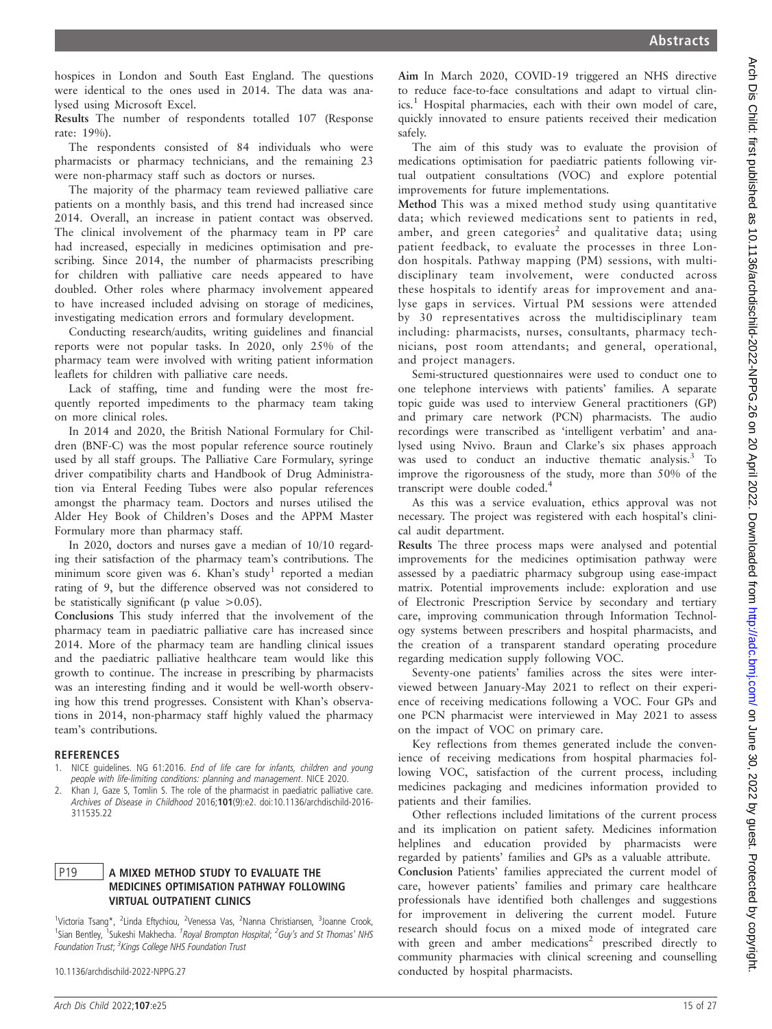hospices in London and South East England. The questions were identical to the ones used in 2014. The data was analysed using Microsoft Excel.

**Results** The number of respondents totalled 107 (Response rate: 19%).

The respondents consisted of 84 individuals who were pharmacists or pharmacy technicians, and the remaining 23 were non-pharmacy staff such as doctors or nurses.

The majority of the pharmacy team reviewed palliative care patients on a monthly basis, and this trend had increased since 2014. Overall, an increase in patient contact was observed. The clinical involvement of the pharmacy team in PP care had increased, especially in medicines optimisation and prescribing. Since 2014, the number of pharmacists prescribing for children with palliative care needs appeared to have doubled. Other roles where pharmacy involvement appeared to have increased included advising on storage of medicines, investigating medication errors and formulary development.

Conducting research/audits, writing guidelines and financial reports were not popular tasks. In 2020, only 25% of the pharmacy team were involved with writing patient information leaflets for children with palliative care needs.

Lack of staffing, time and funding were the most frequently reported impediments to the pharmacy team taking on more clinical roles.

In 2014 and 2020, the British National Formulary for Children (BNF-C) was the most popular reference source routinely used by all staff groups. The Palliative Care Formulary, syringe driver compatibility charts and Handbook of Drug Administration via Enteral Feeding Tubes were also popular references amongst the pharmacy team. Doctors and nurses utilised the Alder Hey Book of Children's Doses and the APPM Master Formulary more than pharmacy staff.

In 2020, doctors and nurses gave a median of 10/10 regarding their satisfaction of the pharmacy team's contributions. The minimum score given was 6. Khan's study[1] reported a median rating of 9, but the difference observed was not considered to be statistically significant (p value $>0.05$).

**Conclusions** This study inferred that the involvement of the pharmacy team in paediatric palliative care has increased since 2014. More of the pharmacy team are handling clinical issues and the paediatric palliative healthcare team would like this growth to continue. The increase in prescribing by pharmacists was an interesting finding and it would be well-worth observing how this trend progresses. Consistent with Khan's observations in 2014, non-pharmacy staff highly valued the pharmacy team's contributions.

## REFERENCES

1. NICE guidelines. NG 61:2016. *End of life care for infants, children and young people with life-limiting conditions: planning and management*. NICE 2020.
2. Khan J, Gaze S, Tomlin S. The role of the pharmacist in paediatric palliative care. *Archives of Disease in Childhood* 2016;**101**(9):e2. doi:10.1136/archdischild-2016-311535.22

## P19 A MIXED METHOD STUDY TO EVALUATE THE MEDICINES OPTIMISATION PATHWAY FOLLOWING VIRTUAL OUTPATIENT CLINICS

[1]Victoria Tsang*, [2]Linda Eftychiou, [2]Venessa Vas, [2]Nanna Christiansen, [3]Joanne Crook, [1]Sian Bentley, [1]Sukeshi Makhecha. [1]*Royal Brompton Hospital*; [2]*Guy's and St Thomas' NHS Foundation Trust*; [3]*Kings College NHS Foundation Trust*

10.1136/archdischild-2022-NPPG.27

**Aim** In March 2020, COVID-19 triggered an NHS directive to reduce face-to-face consultations and adapt to virtual clinics.[1] Hospital pharmacies, each with their own model of care, quickly innovated to ensure patients received their medication safely.

The aim of this study was to evaluate the provision of medications optimisation for paediatric patients following virtual outpatient consultations (VOC) and explore potential improvements for future implementations.

**Method** This was a mixed method study using quantitative data; which reviewed medications sent to patients in red, amber, and green categories[2] and qualitative data; using patient feedback, to evaluate the processes in three London hospitals. Pathway mapping (PM) sessions, with multidisciplinary team involvement, were conducted across these hospitals to identify areas for improvement and analyse gaps in services. Virtual PM sessions were attended by 30 representatives across the multidisciplinary team including: pharmacists, nurses, consultants, pharmacy technicians, post room attendants; and general, operational, and project managers.

Semi-structured questionnaires were used to conduct one to one telephone interviews with patients' families. A separate topic guide was used to interview General practitioners (GP) and primary care network (PCN) pharmacists. The audio recordings were transcribed as 'intelligent verbatim' and analysed using Nvivo. Braun and Clarke's six phases approach was used to conduct an inductive thematic analysis.[3] To improve the rigorousness of the study, more than 50% of the transcript were double coded.[4]

As this was a service evaluation, ethics approval was not necessary. The project was registered with each hospital's clinical audit department.

**Results** The three process maps were analysed and potential improvements for the medicines optimisation pathway were assessed by a paediatric pharmacy subgroup using ease-impact matrix. Potential improvements include: exploration and use of Electronic Prescription Service by secondary and tertiary care, improving communication through Information Technology systems between prescribers and hospital pharmacists, and the creation of a transparent standard operating procedure regarding medication supply following VOC.

Seventy-one patients' families across the sites were interviewed between January-May 2021 to reflect on their experience of receiving medications following a VOC. Four GPs and one PCN pharmacist were interviewed in May 2021 to assess on the impact of VOC on primary care.

Key reflections from themes generated include the convenience of receiving medications from hospital pharmacies following VOC, satisfaction of the current process, including medicines packaging and medicines information provided to patients and their families.

Other reflections included limitations of the current process and its implication on patient safety. Medicines information helplines and education provided by pharmacists were regarded by patients' families and GPs as a valuable attribute.

**Conclusion** Patients' families appreciated the current model of care, however patients' families and primary care healthcare professionals have identified both challenges and suggestions for improvement in delivering the current model. Future research should focus on a mixed mode of integrated care with green and amber medications[2] prescribed directly to community pharmacies with clinical screening and counselling conducted by hospital pharmacists.